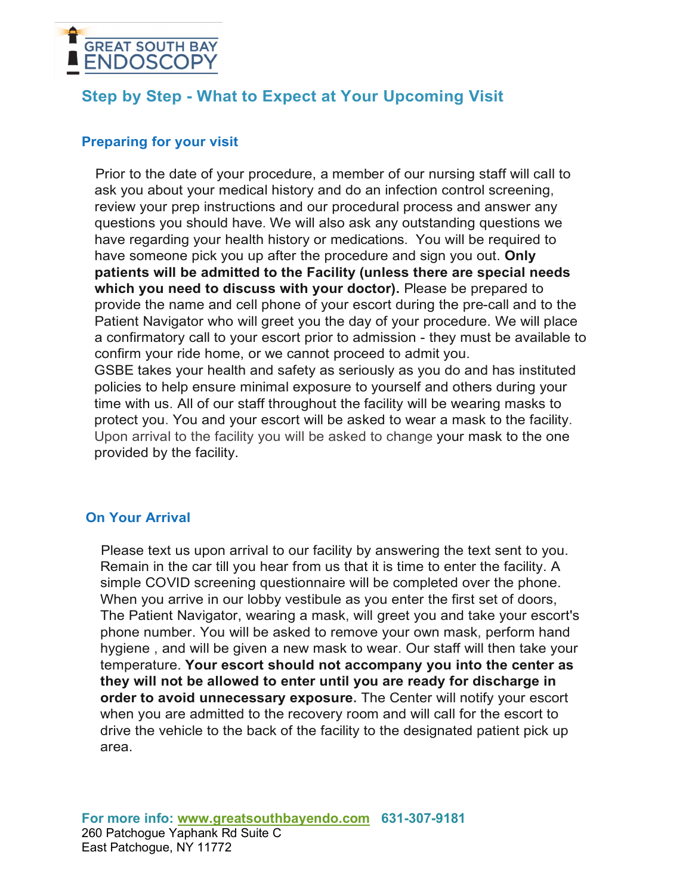GREAT SOUTH BAY ENDOSCOPY

# Step by Step - What to Expect at Your Upcoming Visit

## Preparing for your visit

Prior to the date of your procedure, a member of our nursing staff will call to ask you about your medical history and do an infection control screening, review your prep instructions and our procedural process and answer any questions you should have. We will also ask any outstanding questions we have regarding your health history or medications. You will be required to have someone pick you up after the procedure and sign you out. **Only patients will be admitted to the Facility (unless there are special needs which you need to discuss with your doctor).** Please be prepared to provide the name and cell phone of your escort during the pre-call and to the Patient Navigator who will greet you the day of your procedure. We will place a confirmatory call to your escort prior to admission - they must be available to confirm your ride home, or we cannot proceed to admit you.
GSBE takes your health and safety as seriously as you do and has instituted policies to help ensure minimal exposure to yourself and others during your time with us. All of our staff throughout the facility will be wearing masks to protect you. You and your escort will be asked to wear a mask to the facility. Upon arrival to the facility you will be asked to change your mask to the one provided by the facility.

## On Your Arrival

Please text us upon arrival to our facility by answering the text sent to you. Remain in the car till you hear from us that it is time to enter the facility. A simple COVID screening questionnaire will be completed over the phone. When you arrive in our lobby vestibule as you enter the first set of doors, The Patient Navigator, wearing a mask, will greet you and take your escort's phone number. You will be asked to remove your own mask, perform hand hygiene , and will be given a new mask to wear. Our staff will then take your temperature. **Your escort should not accompany you into the center as they will not be allowed to enter until you are ready for discharge in order to avoid unnecessary exposure.** The Center will notify your escort when you are admitted to the recovery room and will call for the escort to drive the vehicle to the back of the facility to the designated patient pick up area.

**For more info: www.greatsouthbayendo.com 631-307-9181**
260 Patchogue Yaphank Rd Suite C
East Patchogue, NY 11772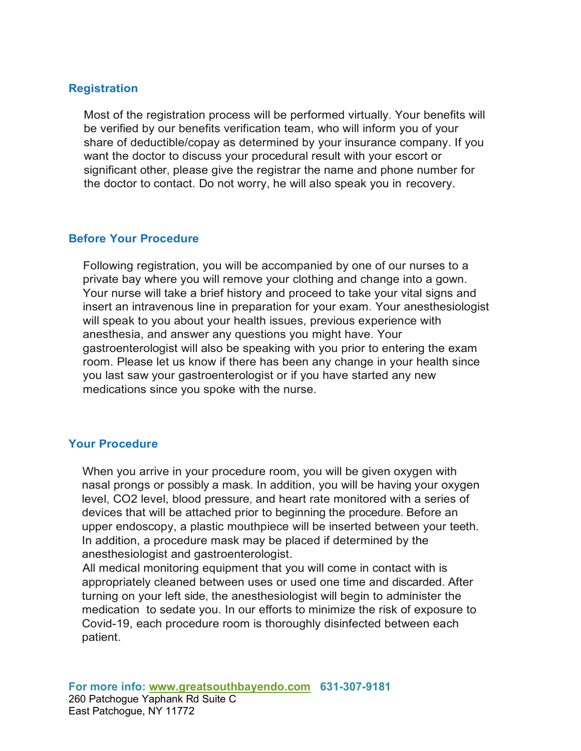## Registration

Most of the registration process will be performed virtually. Your benefits will be verified by our benefits verification team, who will inform you of your share of deductible/copay as determined by your insurance company. If you want the doctor to discuss your procedural result with your escort or significant other, please give the registrar the name and phone number for the doctor to contact. Do not worry, he will also speak you in recovery.

## Before Your Procedure

Following registration, you will be accompanied by one of our nurses to a private bay where you will remove your clothing and change into a gown. Your nurse will take a brief history and proceed to take your vital signs and insert an intravenous line in preparation for your exam. Your anesthesiologist will speak to you about your health issues, previous experience with anesthesia, and answer any questions you might have. Your gastroenterologist will also be speaking with you prior to entering the exam room. Please let us know if there has been any change in your health since you last saw your gastroenterologist or if you have started any new medications since you spoke with the nurse.

## Your Procedure

When you arrive in your procedure room, you will be given oxygen with nasal prongs or possibly a mask. In addition, you will be having your oxygen level, CO2 level, blood pressure, and heart rate monitored with a series of devices that will be attached prior to beginning the procedure. Before an upper endoscopy, a plastic mouthpiece will be inserted between your teeth. In addition, a procedure mask may be placed if determined by the anesthesiologist and gastroenterologist.
All medical monitoring equipment that you will come in contact with is appropriately cleaned between uses or used one time and discarded. After turning on your left side, the anesthesiologist will begin to administer the medication to sedate you. In our efforts to minimize the risk of exposure to Covid-19, each procedure room is thoroughly disinfected between each patient.

**For more info: www.greatsouthbayendo.com 631-307-9181**
260 Patchogue Yaphank Rd Suite C
East Patchogue, NY 11772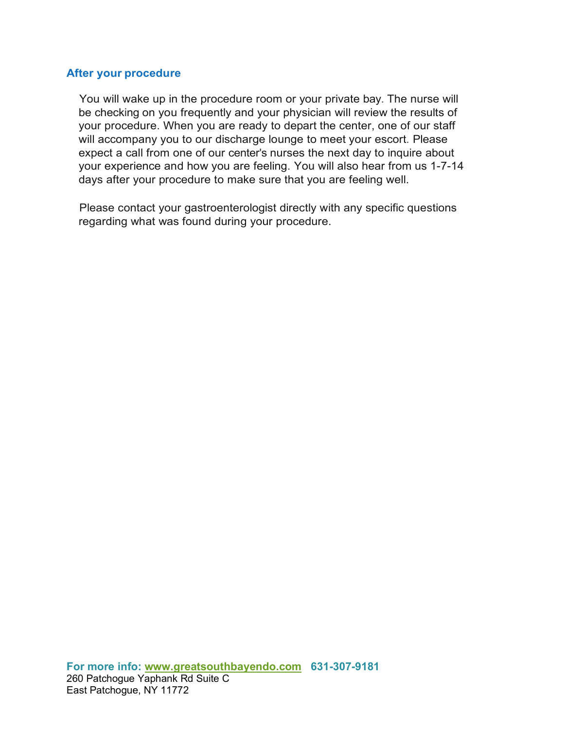## After your procedure

You will wake up in the procedure room or your private bay. The nurse will be checking on you frequently and your physician will review the results of your procedure. When you are ready to depart the center, one of our staff will accompany you to our discharge lounge to meet your escort. Please expect a call from one of our center's nurses the next day to inquire about your experience and how you are feeling. You will also hear from us 1-7-14 days after your procedure to make sure that you are feeling well.

Please contact your gastroenterologist directly with any specific questions regarding what was found during your procedure.

**For more info: www.greatsouthbayendo.com 631-307-9181**
260 Patchogue Yaphank Rd Suite C
East Patchogue, NY 11772